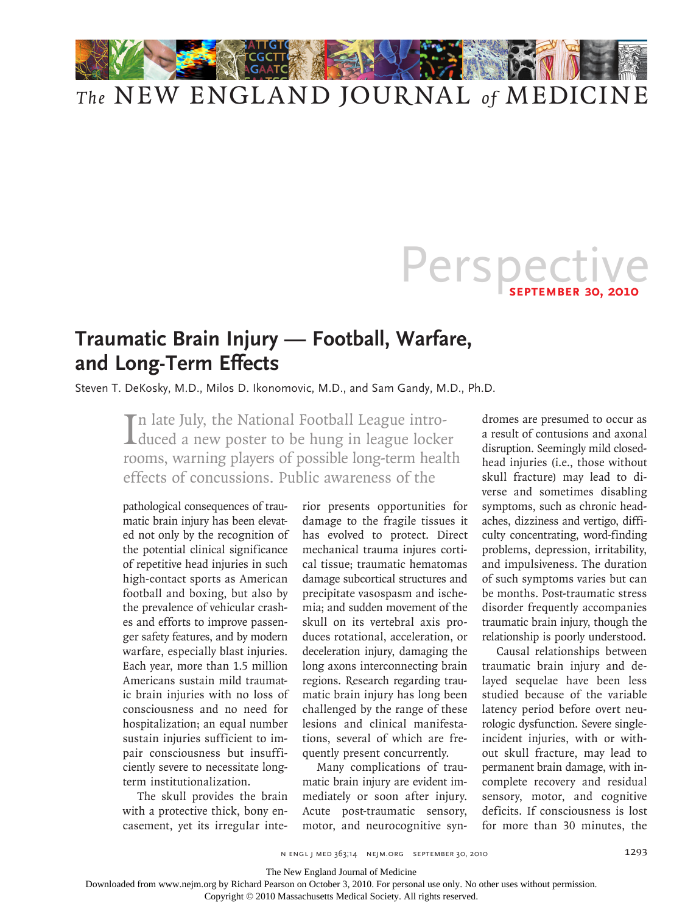# Perspective

**September 30, 2010**

## Traumatic Brain Injury — Football, Warfare, and Long-Term Effects

Steven T. DeKosky, M.D., Milos D. Ikonomovic, M.D., and Sam Gandy, M.D., Ph.D.

In late July, the National Football League introduced a new poster to be hung in league locker rooms, warning players of possible long-term health effects of concussions. Public awareness of the pathological consequences of traumatic brain injury has been elevated not only by the recognition of the potential clinical significance of repetitive head injuries in such high-contact sports as American football and boxing, but also by the prevalence of vehicular crashes and efforts to improve passenger safety features, and by modern warfare, especially blast injuries. Each year, more than 1.5 million Americans sustain mild traumatic brain injuries with no loss of consciousness and no need for hospitalization; an equal number sustain injuries sufficient to impair consciousness but insufficiently severe to necessitate long-term institutionalization.

The skull provides the brain with a protective thick, bony encasement, yet its irregular interior presents opportunities for damage to the fragile tissues it has evolved to protect. Direct mechanical trauma injures cortical tissue; traumatic hematomas damage subcortical structures and precipitate vasospasm and ischemia; and sudden movement of the skull on its vertebral axis produces rotational, acceleration, or deceleration injury, damaging the long axons interconnecting brain regions. Research regarding traumatic brain injury has long been challenged by the range of these lesions and clinical manifestations, several of which are frequently present concurrently.

Many complications of traumatic brain injury are evident immediately or soon after injury. Acute post-traumatic sensory, motor, and neurocognitive syndromes are presumed to occur as a result of contusions and axonal disruption. Seemingly mild closed-head injuries (i.e., those without skull fracture) may lead to diverse and sometimes disabling symptoms, such as chronic headaches, dizziness and vertigo, difficulty concentrating, word-finding problems, depression, irritability, and impulsiveness. The duration of such symptoms varies but can be months. Post-traumatic stress disorder frequently accompanies traumatic brain injury, though the relationship is poorly understood.

Causal relationships between traumatic brain injury and delayed sequelae have been less studied because of the variable latency period before overt neurologic dysfunction. Severe single-incident injuries, with or without skull fracture, may lead to permanent brain damage, with incomplete recovery and residual sensory, motor, and cognitive deficits. If consciousness is lost for more than 30 minutes, the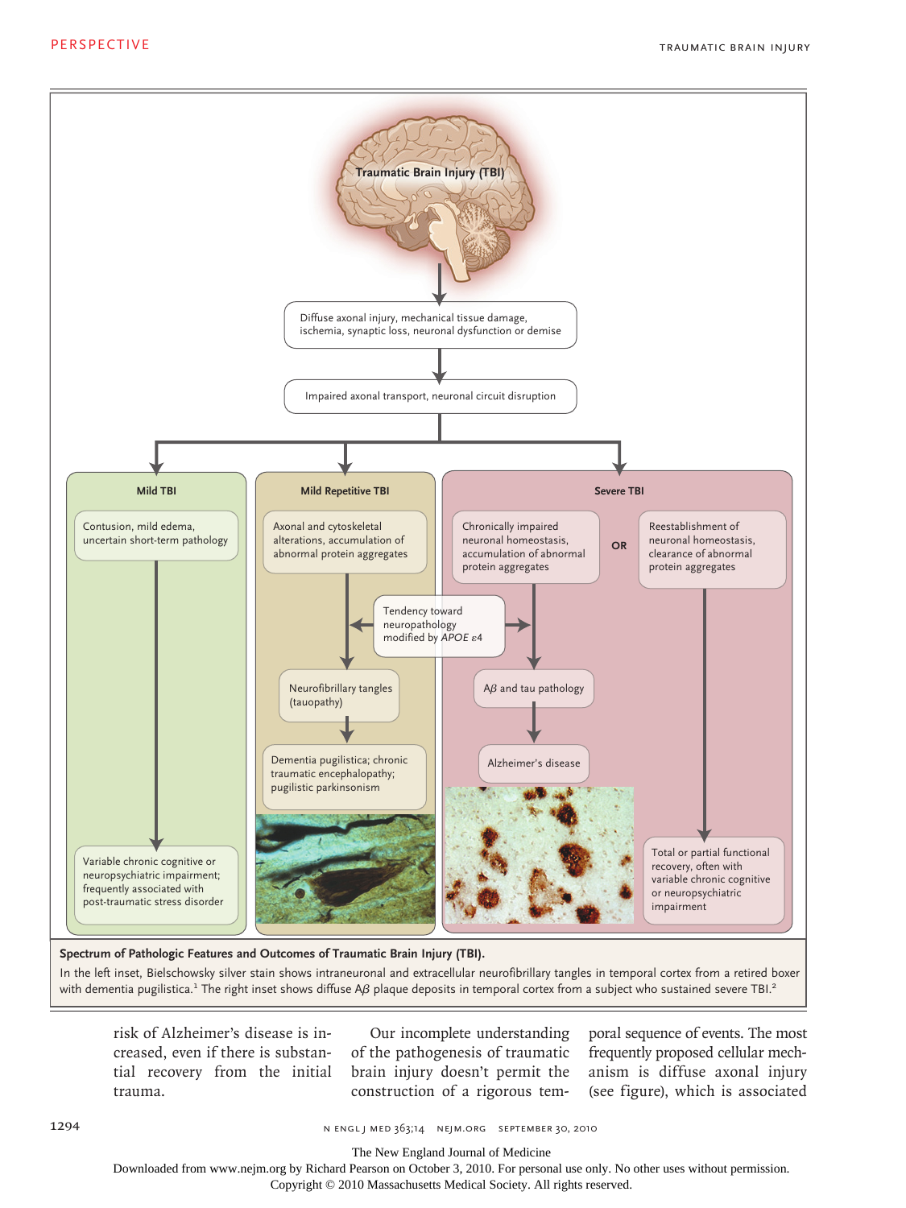**Spectrum of Pathologic Features and Outcomes of Traumatic Brain Injury (TBI).**

In the left inset, Bielschowsky silver stain shows intraneuronal and extracellular neurofibrillary tangles in temporal cortex from a retired boxer with dementia pugilistica.[1] The right inset shows diffuse Aβ plaque deposits in temporal cortex from a subject who sustained severe TBI.[2]

risk of Alzheimer's disease is increased, even if there is substantial recovery from the initial trauma.

Our incomplete understanding of the pathogenesis of traumatic brain injury doesn't permit the construction of a rigorous temporal sequence of events. The most frequently proposed cellular mechanism is diffuse axonal injury (see figure), which is associated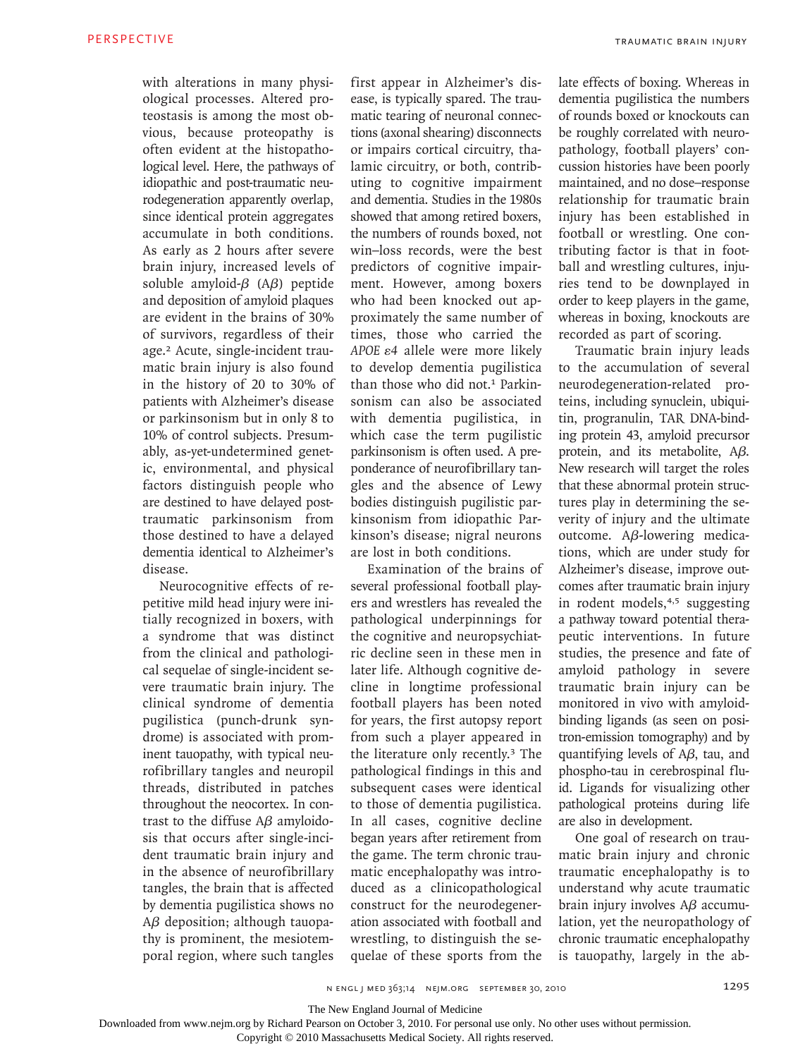with alterations in many physiological processes. Altered proteostasis is among the most obvious, because proteopathy is often evident at the histopathological level. Here, the pathways of idiopathic and post-traumatic neurodegeneration apparently overlap, since identical protein aggregates accumulate in both conditions. As early as 2 hours after severe brain injury, increased levels of soluble amyloid-$\beta$ (A$\beta$) peptide and deposition of amyloid plaques are evident in the brains of 30% of survivors, regardless of their age.[2] Acute, single-incident traumatic brain injury is also found in the history of 20 to 30% of patients with Alzheimer's disease or parkinsonism but in only 8 to 10% of control subjects. Presumably, as-yet-undetermined genetic, environmental, and physical factors distinguish people who are destined to have delayed post-traumatic parkinsonism from those destined to have a delayed dementia identical to Alzheimer's disease.

Neurocognitive effects of repetitive mild head injury were initially recognized in boxers, with a syndrome that was distinct from the clinical and pathological sequelae of single-incident severe traumatic brain injury. The clinical syndrome of dementia pugilistica (punch-drunk syndrome) is associated with prominent tauopathy, with typical neurofibrillary tangles and neuropil threads, distributed in patches throughout the neocortex. In contrast to the diffuse A$\beta$ amyloidosis that occurs after single-incident traumatic brain injury and in the absence of neurofibrillary tangles, the brain that is affected by dementia pugilistica shows no A$\beta$ deposition; although tauopathy is prominent, the mesiotemporal region, where such tangles first appear in Alzheimer's disease, is typically spared. The traumatic tearing of neuronal connections (axonal shearing) disconnects or impairs cortical circuitry, thalamic circuitry, or both, contributing to cognitive impairment and dementia. Studies in the 1980s showed that among retired boxers, the numbers of rounds boxed, not win–loss records, were the best predictors of cognitive impairment. However, among boxers who had been knocked out approximately the same number of times, those who carried the *APOE ε4* allele were more likely to develop dementia pugilistica than those who did not.[1] Parkinsonism can also be associated with dementia pugilistica, in which case the term pugilistic parkinsonism is often used. A preponderance of neurofibrillary tangles and the absence of Lewy bodies distinguish pugilistic parkinsonism from idiopathic Parkinson's disease; nigral neurons are lost in both conditions.

Examination of the brains of several professional football players and wrestlers has revealed the pathological underpinnings for the cognitive and neuropsychiatric decline seen in these men in later life. Although cognitive decline in longtime professional football players has been noted for years, the first autopsy report from such a player appeared in the literature only recently.[3] The pathological findings in this and subsequent cases were identical to those of dementia pugilistica. In all cases, cognitive decline began years after retirement from the game. The term chronic traumatic encephalopathy was introduced as a clinicopathological construct for the neurodegeneration associated with football and wrestling, to distinguish the sequelae of these sports from the late effects of boxing. Whereas in dementia pugilistica the numbers of rounds boxed or knockouts can be roughly correlated with neuropathology, football players' concussion histories have been poorly maintained, and no dose–response relationship for traumatic brain injury has been established in football or wrestling. One contributing factor is that in football and wrestling cultures, injuries tend to be downplayed in order to keep players in the game, whereas in boxing, knockouts are recorded as part of scoring.

Traumatic brain injury leads to the accumulation of several neurodegeneration-related proteins, including synuclein, ubiquitin, progranulin, TAR DNA-binding protein 43, amyloid precursor protein, and its metabolite, A$\beta$. New research will target the roles that these abnormal protein structures play in determining the severity of injury and the ultimate outcome. A$\beta$-lowering medications, which are under study for Alzheimer's disease, improve outcomes after traumatic brain injury in rodent models,[4,5] suggesting a pathway toward potential therapeutic interventions. In future studies, the presence and fate of amyloid pathology in severe traumatic brain injury can be monitored in vivo with amyloid-binding ligands (as seen on positron-emission tomography) and by quantifying levels of A$\beta$, tau, and phospho-tau in cerebrospinal fluid. Ligands for visualizing other pathological proteins during life are also in development.

One goal of research on traumatic brain injury and chronic traumatic encephalopathy is to understand why acute traumatic brain injury involves A$\beta$ accumulation, yet the neuropathology of chronic traumatic encephalopathy is tauopathy, largely in the ab-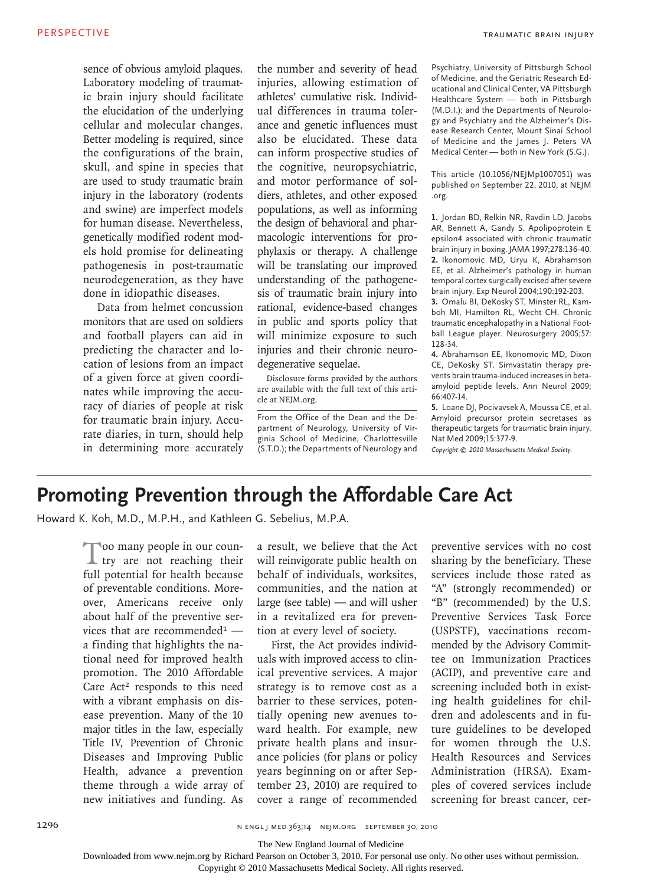sence of obvious amyloid plaques. Laboratory modeling of traumatic brain injury should facilitate the elucidation of the underlying cellular and molecular changes. Better modeling is required, since the configurations of the brain, skull, and spine in species that are used to study traumatic brain injury in the laboratory (rodents and swine) are imperfect models for human disease. Nevertheless, genetically modified rodent models hold promise for delineating pathogenesis in post-traumatic neurodegeneration, as they have done in idiopathic diseases.

Data from helmet concussion monitors that are used on soldiers and football players can aid in predicting the character and location of lesions from an impact of a given force at given coordinates while improving the accuracy of diaries of people at risk for traumatic brain injury. Accurate diaries, in turn, should help in determining more accurately the number and severity of head injuries, allowing estimation of athletes' cumulative risk. Individual differences in trauma tolerance and genetic influences must also be elucidated. These data can inform prospective studies of the cognitive, neuropsychiatric, and motor performance of soldiers, athletes, and other exposed populations, as well as informing the design of behavioral and pharmacologic interventions for prophylaxis or therapy. A challenge will be translating our improved understanding of the pathogenesis of traumatic brain injury into rational, evidence-based changes in public and sports policy that will minimize exposure to such injuries and their chronic neurodegenerative sequelae.

Disclosure forms provided by the authors are available with the full text of this article at NEJM.org.

From the Office of the Dean and the Department of Neurology, University of Virginia School of Medicine, Charlottesville (S.T.D.); the Departments of Neurology and Psychiatry, University of Pittsburgh School of Medicine, and the Geriatric Research Educational and Clinical Center, VA Pittsburgh Healthcare System — both in Pittsburgh (M.D.I.); and the Departments of Neurology and Psychiatry and the Alzheimer's Disease Research Center, Mount Sinai School of Medicine and the James J. Peters VA Medical Center — both in New York (S.G.).

This article (10.1056/NEJMp1007051) was published on September 22, 2010, at NEJM.org.

1. Jordan BD, Relkin NR, Ravdin LD, Jacobs AR, Bennett A, Gandy S. Apolipoprotein E epsilon4 associated with chronic traumatic brain injury in boxing. JAMA 1997;278:136-40.
2. Ikonomovic MD, Uryu K, Abrahamson EE, et al. Alzheimer's pathology in human temporal cortex surgically excised after severe brain injury. Exp Neurol 2004;190:192-203.
3. Omalu BI, DeKosky ST, Minster RL, Kamboh MI, Hamilton RL, Wecht CH. Chronic traumatic encephalopathy in a National Football League player. Neurosurgery 2005;57:128-34.
4. Abrahamson EE, Ikonomovic MD, Dixon CE, DeKosky ST. Simvastatin therapy prevents brain trauma-induced increases in beta-amyloid peptide levels. Ann Neurol 2009;66:407-14.
5. Loane DJ, Pocivavsek A, Moussa CE, et al. Amyloid precursor protein secretases as therapeutic targets for traumatic brain injury. Nat Med 2009;15:377-9.

*Copyright © 2010 Massachusetts Medical Society.*

# Promoting Prevention through the Affordable Care Act

Howard K. Koh, M.D., M.P.H., and Kathleen G. Sebelius, M.P.A.

Too many people in our country are not reaching their full potential for health because of preventable conditions. Moreover, Americans receive only about half of the preventive services that are recommended[1] — a finding that highlights the national need for improved health promotion. The 2010 Affordable Care Act[2] responds to this need with a vibrant emphasis on disease prevention. Many of the 10 major titles in the law, especially Title IV, Prevention of Chronic Diseases and Improving Public Health, advance a prevention theme through a wide array of new initiatives and funding. As a result, we believe that the Act will reinvigorate public health on behalf of individuals, worksites, communities, and the nation at large (see table) — and will usher in a revitalized era for prevention at every level of society.

First, the Act provides individuals with improved access to clinical preventive services. A major strategy is to remove cost as a barrier to these services, potentially opening new avenues toward health. For example, new private health plans and insurance policies (for plans or policy years beginning on or after September 23, 2010) are required to cover a range of recommended preventive services with no cost sharing by the beneficiary. These services include those rated as "A" (strongly recommended) or "B" (recommended) by the U.S. Preventive Services Task Force (USPSTF), vaccinations recommended by the Advisory Committee on Immunization Practices (ACIP), and preventive care and screening included both in existing health guidelines for children and adolescents and in future guidelines to be developed for women through the U.S. Health Resources and Services Administration (HRSA). Examples of covered services include screening for breast cancer, cer-